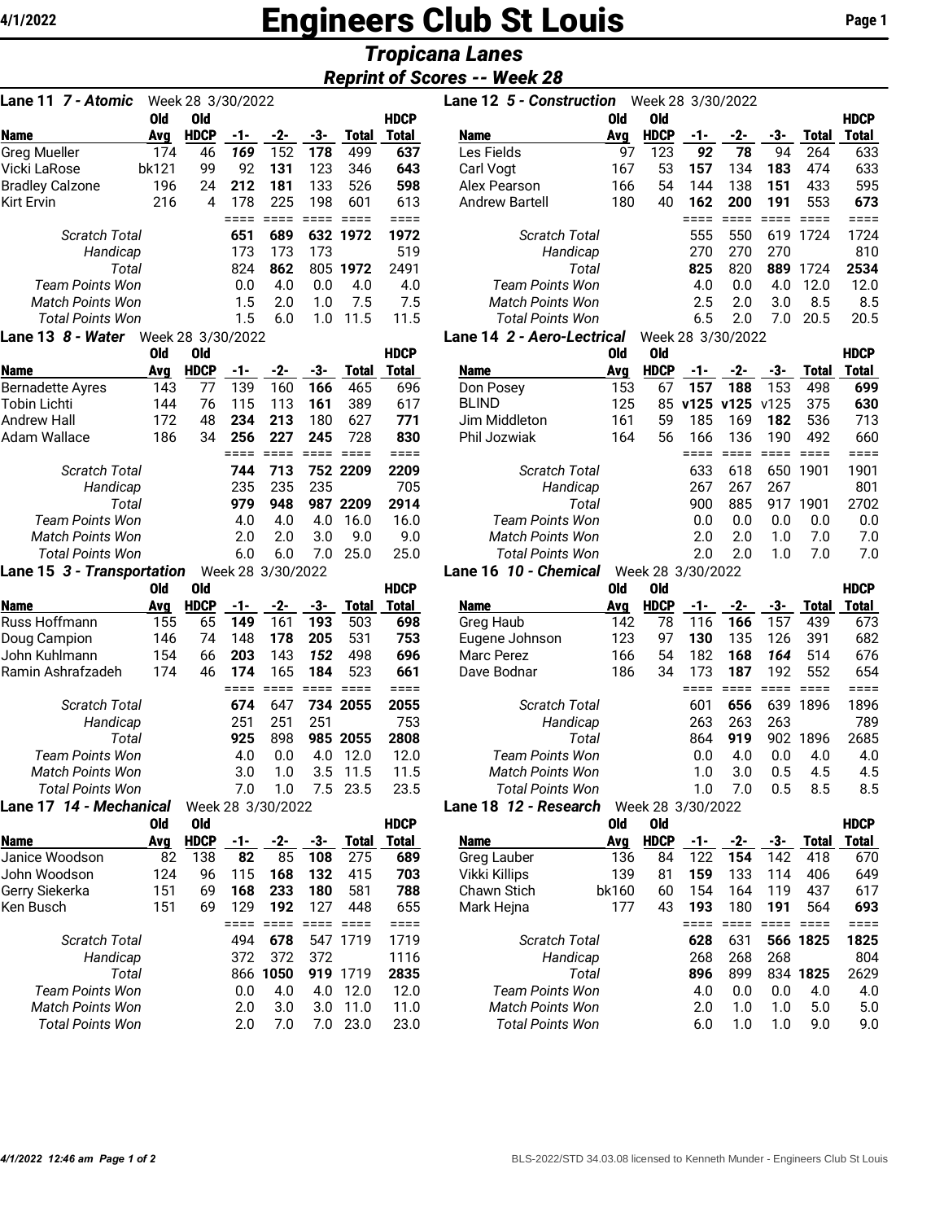# Engineers Club St Louis

## Tropicana Lanes

### Reprint of Scores -- Week 28

### Lane 11 *7 - Atomic* Week 28 3/30/2022

| Name | Old Avg | Old HDCP | -1- | -2- | -3- | Total | HDCP Total |
|---|---|---|---|---|---|---|---|
| Greg Mueller | 174 | 46 | ***169*** | 152 | **178** | 499 | **637** |
| Vicki LaRose | bk121 | 99 | 92 | **131** | 123 | 346 | **643** |
| Bradley Calzone | 196 | 24 | **212** | **181** | 133 | 526 | **598** |
| Kirt Ervin | 216 | 4 | 178 | 225 | 198 | 601 | 613 |
| *Scratch Total* | | | **651** | **689** | **632** | **1972** | **1972** |
| *Handicap* | | | 173 | 173 | 173 | | 519 |
| *Total* | | | 824 | **862** | 805 | **1972** | 2491 |
| *Team Points Won* | | | 0.0 | 4.0 | 0.0 | 4.0 | 4.0 |
| *Match Points Won* | | | 1.5 | 2.0 | 1.0 | 7.5 | 7.5 |
| *Total Points Won* | | | 1.5 | 6.0 | 1.0 | 11.5 | 11.5 |

### Lane 12 *5 - Construction* Week 28 3/30/2022

| Name | Old Avg | Old HDCP | -1- | -2- | -3- | Total | HDCP Total |
|---|---|---|---|---|---|---|---|
| Les Fields | 97 | 123 | ***92*** | **78** | 94 | 264 | 633 |
| Carl Vogt | 167 | 53 | **157** | 134 | **183** | 474 | 633 |
| Alex Pearson | 166 | 54 | 144 | 138 | **151** | 433 | 595 |
| Andrew Bartell | 180 | 40 | **162** | **200** | **191** | 553 | **673** |
| *Scratch Total* | | | 555 | 550 | 619 | 1724 | 1724 |
| *Handicap* | | | 270 | 270 | 270 | | 810 |
| *Total* | | | **825** | 820 | **889** | 1724 | **2534** |
| *Team Points Won* | | | 4.0 | 0.0 | 4.0 | 12.0 | 12.0 |
| *Match Points Won* | | | 2.5 | 2.0 | 3.0 | 8.5 | 8.5 |
| *Total Points Won* | | | 6.5 | 2.0 | 7.0 | 20.5 | 20.5 |

### Lane 13 *8 - Water* Week 28 3/30/2022

| Name | Old Avg | Old HDCP | -1- | -2- | -3- | Total | HDCP Total |
|---|---|---|---|---|---|---|---|
| Bernadette Ayres | 143 | 77 | 139 | 160 | **166** | 465 | 696 |
| Tobin Lichti | 144 | 76 | 115 | 113 | **161** | 389 | 617 |
| Andrew Hall | 172 | 48 | **234** | **213** | 180 | 627 | **771** |
| Adam Wallace | 186 | 34 | **256** | **227** | **245** | 728 | **830** |
| *Scratch Total* | | | **744** | **713** | **752** | **2209** | **2209** |
| *Handicap* | | | 235 | 235 | 235 | | 705 |
| *Total* | | | **979** | **948** | **987** | **2209** | **2914** |
| *Team Points Won* | | | 4.0 | 4.0 | 4.0 | 16.0 | 16.0 |
| *Match Points Won* | | | 2.0 | 2.0 | 3.0 | 9.0 | 9.0 |
| *Total Points Won* | | | 6.0 | 6.0 | 7.0 | 25.0 | 25.0 |

### Lane 14 *2 - Aero-Lectrical* Week 28 3/30/2022

| Name | Old Avg | Old HDCP | -1- | -2- | -3- | Total | HDCP Total |
|---|---|---|---|---|---|---|---|
| Don Posey | 153 | 67 | **157** | **188** | 153 | 498 | **699** |
| BLIND | 125 | 85 | **v125** | **v125** | v125 | 375 | **630** |
| Jim Middleton | 161 | 59 | 185 | 169 | **182** | 536 | 713 |
| Phil Jozwiak | 164 | 56 | 166 | 136 | 190 | 492 | 660 |
| *Scratch Total* | | | 633 | 618 | 650 | 1901 | 1901 |
| *Handicap* | | | 267 | 267 | 267 | | 801 |
| *Total* | | | 900 | 885 | 917 | 1901 | 2702 |
| *Team Points Won* | | | 0.0 | 0.0 | 0.0 | 0.0 | 0.0 |
| *Match Points Won* | | | 2.0 | 2.0 | 1.0 | 7.0 | 7.0 |
| *Total Points Won* | | | 2.0 | 2.0 | 1.0 | 7.0 | 7.0 |

### Lane 15 *3 - Transportation* Week 28 3/30/2022

| Name | Old Avg | Old HDCP | -1- | -2- | -3- | Total | HDCP Total |
|---|---|---|---|---|---|---|---|
| Russ Hoffmann | 155 | 65 | **149** | 161 | **193** | 503 | **698** |
| Doug Campion | 146 | 74 | 148 | **178** | **205** | 531 | **753** |
| John Kuhlmann | 154 | 66 | **203** | 143 | ***152*** | 498 | **696** |
| Ramin Ashrafzadeh | 174 | 46 | **174** | 165 | **184** | 523 | 661 |
| *Scratch Total* | | | **674** | 647 | **734** | **2055** | **2055** |
| *Handicap* | | | 251 | 251 | 251 | | 753 |
| *Total* | | | **925** | 898 | **985** | **2055** | **2808** |
| *Team Points Won* | | | 4.0 | 0.0 | 4.0 | 12.0 | 12.0 |
| *Match Points Won* | | | 3.0 | 1.0 | 3.5 | 11.5 | 11.5 |
| *Total Points Won* | | | 7.0 | 1.0 | 7.5 | 23.5 | 23.5 |

### Lane 16 *10 - Chemical* Week 28 3/30/2022

| Name | Old Avg | Old HDCP | -1- | -2- | -3- | Total | HDCP Total |
|---|---|---|---|---|---|---|---|
| Greg Haub | 142 | 78 | 116 | **166** | 157 | 439 | 673 |
| Eugene Johnson | 123 | 97 | **130** | 135 | 126 | 391 | 682 |
| Marc Perez | 166 | 54 | 182 | **168** | ***164*** | 514 | 676 |
| Dave Bodnar | 186 | 34 | 173 | **187** | 192 | 552 | 654 |
| *Scratch Total* | | | 601 | **656** | 639 | 1896 | 1896 |
| *Handicap* | | | 263 | 263 | 263 | | 789 |
| *Total* | | | 864 | **919** | 902 | 1896 | 2685 |
| *Team Points Won* | | | 0.0 | 4.0 | 0.0 | 4.0 | 4.0 |
| *Match Points Won* | | | 1.0 | 3.0 | 0.5 | 4.5 | 4.5 |
| *Total Points Won* | | | 1.0 | 7.0 | 0.5 | 8.5 | 8.5 |

### Lane 17 *14 - Mechanical* Week 28 3/30/2022

| Name | Old Avg | Old HDCP | -1- | -2- | -3- | Total | HDCP Total |
|---|---|---|---|---|---|---|---|
| Janice Woodson | 82 | 138 | **82** | 85 | **108** | 275 | **689** |
| John Woodson | 124 | 96 | 115 | **168** | **132** | 415 | **703** |
| Gerry Siekerka | 151 | 69 | **168** | **233** | **180** | 581 | **788** |
| Ken Busch | 151 | 69 | 129 | **192** | 127 | 448 | 655 |
| *Scratch Total* | | | 494 | **678** | 547 | 1719 | 1719 |
| *Handicap* | | | 372 | 372 | 372 | | 1116 |
| *Total* | | | 866 | **1050** | **919** | 1719 | **2835** |
| *Team Points Won* | | | 0.0 | 4.0 | 4.0 | 12.0 | 12.0 |
| *Match Points Won* | | | 2.0 | 3.0 | 3.0 | 11.0 | 11.0 |
| *Total Points Won* | | | 2.0 | 7.0 | 7.0 | 23.0 | 23.0 |

### Lane 18 *12 - Research* Week 28 3/30/2022

| Name | Old Avg | Old HDCP | -1- | -2- | -3- | Total | HDCP Total |
|---|---|---|---|---|---|---|---|
| Greg Lauber | 136 | 84 | 122 | **154** | 142 | 418 | 670 |
| Vikki Killips | 139 | 81 | **159** | 133 | 114 | 406 | 649 |
| Chawn Stich | bk160 | 60 | 154 | 164 | 119 | 437 | 617 |
| Mark Hejna | 177 | 43 | **193** | 180 | **191** | 564 | **693** |
| *Scratch Total* | | | **628** | 631 | **566** | **1825** | **1825** |
| *Handicap* | | | 268 | 268 | 268 | | 804 |
| *Total* | | | **896** | 899 | 834 | **1825** | 2629 |
| *Team Points Won* | | | 4.0 | 0.0 | 0.0 | 4.0 | 4.0 |
| *Match Points Won* | | | 2.0 | 1.0 | 1.0 | 5.0 | 5.0 |
| *Total Points Won* | | | 6.0 | 1.0 | 1.0 | 9.0 | 9.0 |

BLS-2022/STD 34.03.08 licensed to Kenneth Munder - Engineers Club St Louis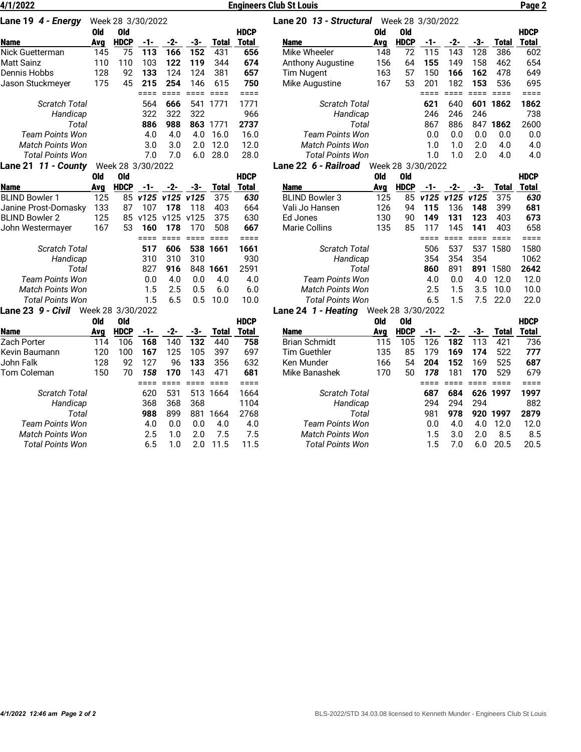## Lane 19 *4 - Energy* Week 28 3/30/2022

| Name | Old Avg | Old HDCP | -1- | -2- | -3- | Total | HDCP Total |
|---|---|---|---|---|---|---|---|
| Nick Guetterman | 145 | 75 | **113** | **166** | **152** | 431 | **656** |
| Matt Sainz | 110 | 110 | 103 | **122** | **119** | 344 | **674** |
| Dennis Hobbs | 128 | 92 | **133** | 124 | 124 | 381 | **657** |
| Jason Stuckmeyer | 175 | 45 | **215** | **254** | 146 | 615 | **750** |
| | | | ==== | ==== | ==== | ==== | ==== |
| *Scratch Total* | | | 564 | **666** | 541 | 1771 | 1771 |
| *Handicap* | | | 322 | 322 | 322 | | 966 |
| *Total* | | | **886** | **988** | **863** | 1771 | **2737** |
| *Team Points Won* | | | 4.0 | 4.0 | 4.0 | 16.0 | 16.0 |
| *Match Points Won* | | | 3.0 | 3.0 | 2.0 | 12.0 | 12.0 |
| *Total Points Won* | | | 7.0 | 7.0 | 6.0 | 28.0 | 28.0 |

## Lane 20 *13 - Structural* Week 28 3/30/2022

| Name | Old Avg | Old HDCP | -1- | -2- | -3- | Total | HDCP Total |
|---|---|---|---|---|---|---|---|
| Mike Wheeler | 148 | 72 | 115 | 143 | 128 | 386 | 602 |
| Anthony Augustine | 156 | 64 | **155** | 149 | 158 | 462 | 654 |
| Tim Nugent | 163 | 57 | 150 | **166** | **162** | 478 | 649 |
| Mike Augustine | 167 | 53 | 201 | 182 | **153** | 536 | 695 |
| | | | ==== | ==== | ==== | ==== | ==== |
| *Scratch Total* | | | **621** | 640 | **601** | **1862** | **1862** |
| *Handicap* | | | 246 | 246 | 246 | | 738 |
| *Total* | | | 867 | 886 | 847 | **1862** | 2600 |
| *Team Points Won* | | | 0.0 | 0.0 | 0.0 | 0.0 | 0.0 |
| *Match Points Won* | | | 1.0 | 1.0 | 2.0 | 4.0 | 4.0 |
| *Total Points Won* | | | 1.0 | 1.0 | 2.0 | 4.0 | 4.0 |

## Lane 21 *11 - County* Week 28 3/30/2022

| Name | Old Avg | Old HDCP | -1- | -2- | -3- | Total | HDCP Total |
|---|---|---|---|---|---|---|---|
| BLIND Bowler 1 | 125 | 85 | ***v125*** | ***v125*** | ***v125*** | 375 | ***630*** |
| Janine Prost-Domasky | 133 | 87 | 107 | **178** | 118 | 403 | 664 |
| BLIND Bowler 2 | 125 | 85 | v125 | v125 | v125 | 375 | 630 |
| John Westermayer | 167 | 53 | **160** | **178** | 170 | 508 | **667** |
| | | | ==== | ==== | ==== | ==== | ==== |
| *Scratch Total* | | | **517** | **606** | **538** | **1661** | **1661** |
| *Handicap* | | | 310 | 310 | 310 | | 930 |
| *Total* | | | 827 | **916** | 848 | **1661** | 2591 |
| *Team Points Won* | | | 0.0 | 4.0 | 0.0 | 4.0 | 4.0 |
| *Match Points Won* | | | 1.5 | 2.5 | 0.5 | 6.0 | 6.0 |
| *Total Points Won* | | | 1.5 | 6.5 | 0.5 | 10.0 | 10.0 |

## Lane 22 *6 - Railroad* Week 28 3/30/2022

| Name | Old Avg | Old HDCP | -1- | -2- | -3- | Total | HDCP Total |
|---|---|---|---|---|---|---|---|
| BLIND Bowler 3 | 125 | 85 | ***v125*** | ***v125*** | ***v125*** | 375 | ***630*** |
| Vali Jo Hansen | 126 | 94 | **115** | 136 | **148** | 399 | **681** |
| Ed Jones | 130 | 90 | **149** | **131** | 123 | 403 | **673** |
| Marie Collins | 135 | 85 | 117 | 145 | **141** | 403 | 658 |
| | | | ==== | ==== | ==== | ==== | ==== |
| *Scratch Total* | | | 506 | 537 | 537 | 1580 | 1580 |
| *Handicap* | | | 354 | 354 | 354 | | 1062 |
| *Total* | | | **860** | 891 | **891** | 1580 | **2642** |
| *Team Points Won* | | | 4.0 | 0.0 | 4.0 | 12.0 | 12.0 |
| *Match Points Won* | | | 2.5 | 1.5 | 3.5 | 10.0 | 10.0 |
| *Total Points Won* | | | 6.5 | 1.5 | 7.5 | 22.0 | 22.0 |

## Lane 23 *9 - Civil* Week 28 3/30/2022

| Name | Old Avg | Old HDCP | -1- | -2- | -3- | Total | HDCP Total |
|---|---|---|---|---|---|---|---|
| Zach Porter | 114 | 106 | **168** | 140 | **132** | 440 | **758** |
| Kevin Baumann | 120 | 100 | **167** | 125 | 105 | 397 | 697 |
| John Falk | 128 | 92 | 127 | 96 | **133** | 356 | 632 |
| Tom Coleman | 150 | 70 | ***158*** | **170** | 143 | 471 | **681** |
| | | | ==== | ==== | ==== | ==== | ==== |
| *Scratch Total* | | | 620 | 531 | 513 | 1664 | 1664 |
| *Handicap* | | | 368 | 368 | 368 | | 1104 |
| *Total* | | | **988** | 899 | 881 | 1664 | 2768 |
| *Team Points Won* | | | 4.0 | 0.0 | 0.0 | 4.0 | 4.0 |
| *Match Points Won* | | | 2.5 | 1.0 | 2.0 | 7.5 | 7.5 |
| *Total Points Won* | | | 6.5 | 1.0 | 2.0 | 11.5 | 11.5 |

## Lane 24 *1 - Heating* Week 28 3/30/2022

| Name | Old Avg | Old HDCP | -1- | -2- | -3- | Total | HDCP Total |
|---|---|---|---|---|---|---|---|
| Brian Schmidt | 115 | 105 | 126 | **182** | 113 | 421 | 736 |
| Tim Guethler | 135 | 85 | 179 | **169** | **174** | 522 | **777** |
| Ken Munder | 166 | 54 | **204** | **152** | 169 | 525 | **687** |
| Mike Banashek | 170 | 50 | ***178*** | 181 | **170** | 529 | 679 |
| | | | ==== | ==== | ==== | ==== | ==== |
| *Scratch Total* | | | **687** | **684** | **626** | **1997** | **1997** |
| *Handicap* | | | 294 | 294 | 294 | | 882 |
| *Total* | | | 981 | **978** | **920** | **1997** | **2879** |
| *Team Points Won* | | | 0.0 | 4.0 | 4.0 | 12.0 | 12.0 |
| *Match Points Won* | | | 1.5 | 3.0 | 2.0 | 8.5 | 8.5 |
| *Total Points Won* | | | 1.5 | 7.0 | 6.0 | 20.5 | 20.5 |

BLS-2022/STD 34.03.08 licensed to Kenneth Munder - Engineers Club St Louis